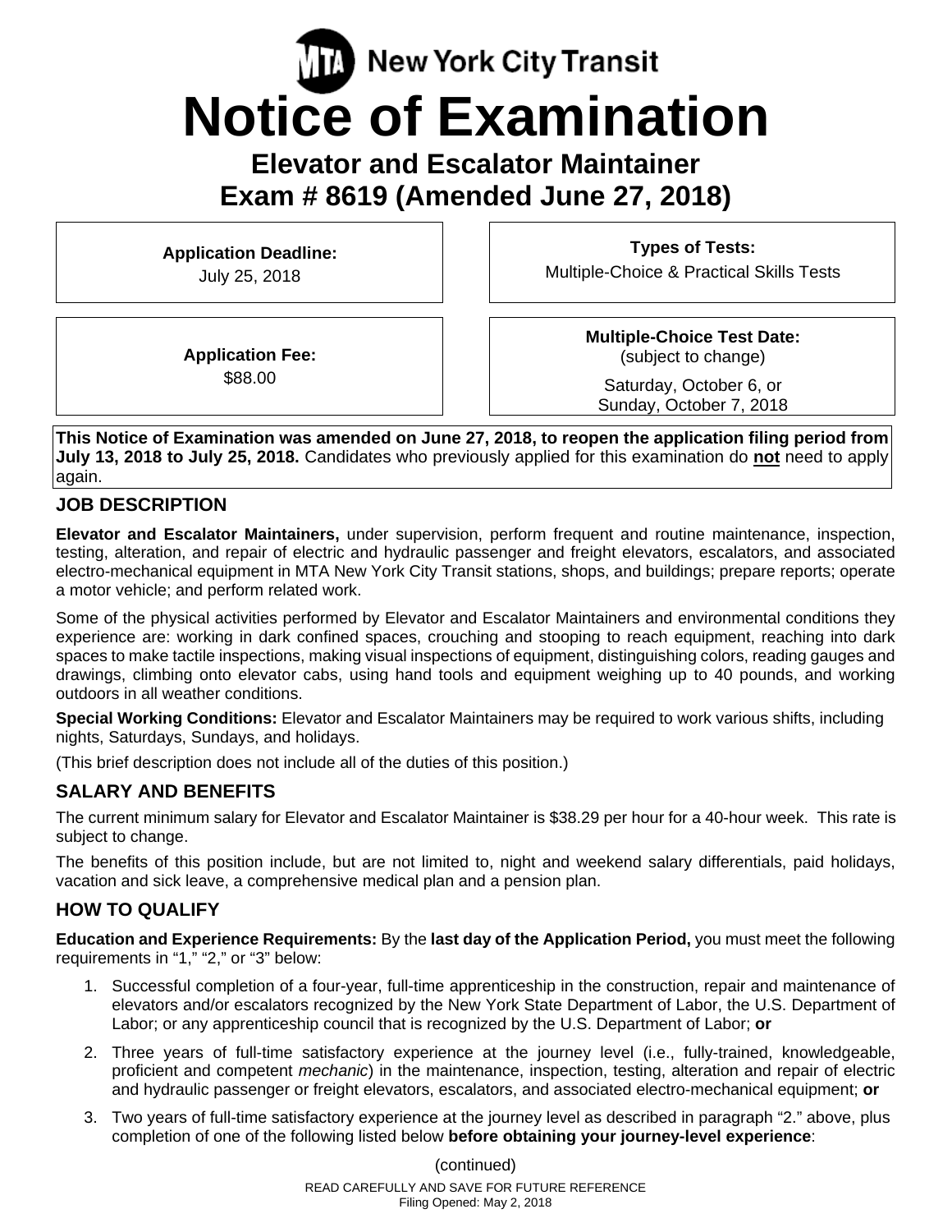MTA New York City Transit

# Notice of Examination

## Elevator and Escalator Maintainer
## Exam # 8619 (Amended June 27, 2018)

**Application Deadline:**
July 25, 2018

**Types of Tests:**
Multiple-Choice & Practical Skills Tests

**Application Fee:**
$88.00

**Multiple-Choice Test Date:**
(subject to change)

Saturday, October 6, or
Sunday, October 7, 2018

**This Notice of Examination was amended on June 27, 2018, to reopen the application filing period from July 13, 2018 to July 25, 2018.** Candidates who previously applied for this examination do **not** need to apply again.

## JOB DESCRIPTION

**Elevator and Escalator Maintainers,** under supervision, perform frequent and routine maintenance, inspection, testing, alteration, and repair of electric and hydraulic passenger and freight elevators, escalators, and associated electro-mechanical equipment in MTA New York City Transit stations, shops, and buildings; prepare reports; operate a motor vehicle; and perform related work.

Some of the physical activities performed by Elevator and Escalator Maintainers and environmental conditions they experience are: working in dark confined spaces, crouching and stooping to reach equipment, reaching into dark spaces to make tactile inspections, making visual inspections of equipment, distinguishing colors, reading gauges and drawings, climbing onto elevator cabs, using hand tools and equipment weighing up to 40 pounds, and working outdoors in all weather conditions.

**Special Working Conditions:** Elevator and Escalator Maintainers may be required to work various shifts, including nights, Saturdays, Sundays, and holidays.

(This brief description does not include all of the duties of this position.)

## SALARY AND BENEFITS

The current minimum salary for Elevator and Escalator Maintainer is $38.29 per hour for a 40-hour week. This rate is subject to change.

The benefits of this position include, but are not limited to, night and weekend salary differentials, paid holidays, vacation and sick leave, a comprehensive medical plan and a pension plan.

## HOW TO QUALIFY

**Education and Experience Requirements:** By the **last day of the Application Period,** you must meet the following requirements in "1," "2," or "3" below:

1. Successful completion of a four-year, full-time apprenticeship in the construction, repair and maintenance of elevators and/or escalators recognized by the New York State Department of Labor, the U.S. Department of Labor; or any apprenticeship council that is recognized by the U.S. Department of Labor; **or**
2. Three years of full-time satisfactory experience at the journey level (i.e., fully-trained, knowledgeable, proficient and competent *mechanic*) in the maintenance, inspection, testing, alteration and repair of electric and hydraulic passenger or freight elevators, escalators, and associated electro-mechanical equipment; **or**
3. Two years of full-time satisfactory experience at the journey level as described in paragraph "2." above, plus completion of one of the following listed below **before obtaining your journey-level experience**:

(continued)

READ CAREFULLY AND SAVE FOR FUTURE REFERENCE
Filing Opened: May 2, 2018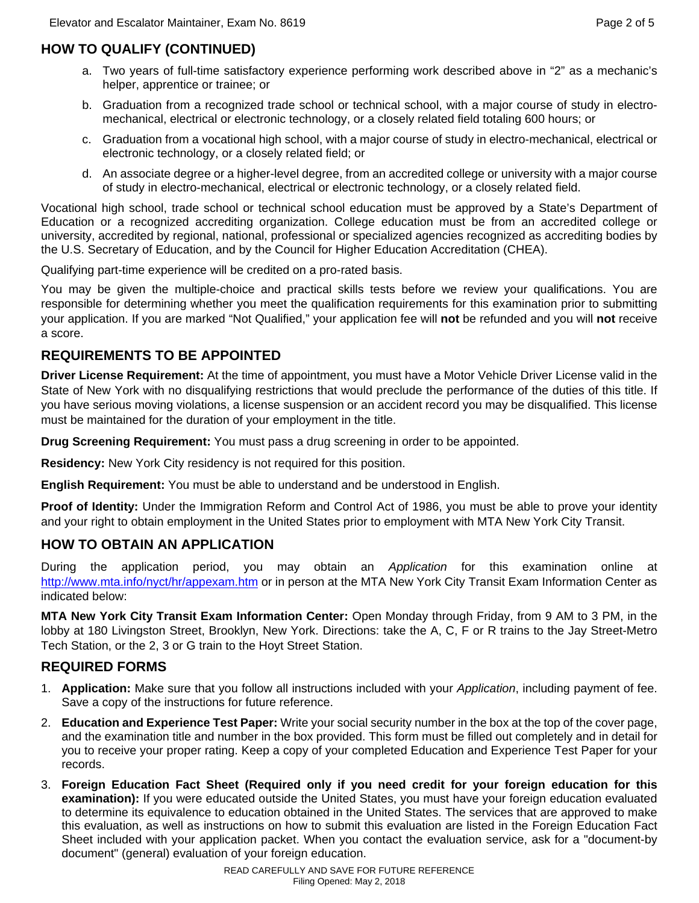## HOW TO QUALIFY (CONTINUED)

a. Two years of full-time satisfactory experience performing work described above in "2" as a mechanic's helper, apprentice or trainee; or

b. Graduation from a recognized trade school or technical school, with a major course of study in electro-mechanical, electrical or electronic technology, or a closely related field totaling 600 hours; or

c. Graduation from a vocational high school, with a major course of study in electro-mechanical, electrical or electronic technology, or a closely related field; or

d. An associate degree or a higher-level degree, from an accredited college or university with a major course of study in electro-mechanical, electrical or electronic technology, or a closely related field.

Vocational high school, trade school or technical school education must be approved by a State's Department of Education or a recognized accrediting organization. College education must be from an accredited college or university, accredited by regional, national, professional or specialized agencies recognized as accrediting bodies by the U.S. Secretary of Education, and by the Council for Higher Education Accreditation (CHEA).

Qualifying part-time experience will be credited on a pro-rated basis.

You may be given the multiple-choice and practical skills tests before we review your qualifications. You are responsible for determining whether you meet the qualification requirements for this examination prior to submitting your application. If you are marked "Not Qualified," your application fee will **not** be refunded and you will **not** receive a score.

## REQUIREMENTS TO BE APPOINTED

**Driver License Requirement:** At the time of appointment, you must have a Motor Vehicle Driver License valid in the State of New York with no disqualifying restrictions that would preclude the performance of the duties of this title. If you have serious moving violations, a license suspension or an accident record you may be disqualified. This license must be maintained for the duration of your employment in the title.

**Drug Screening Requirement:** You must pass a drug screening in order to be appointed.

**Residency:** New York City residency is not required for this position.

**English Requirement:** You must be able to understand and be understood in English.

**Proof of Identity:** Under the Immigration Reform and Control Act of 1986, you must be able to prove your identity and your right to obtain employment in the United States prior to employment with MTA New York City Transit.

## HOW TO OBTAIN AN APPLICATION

During the application period, you may obtain an *Application* for this examination online at http://www.mta.info/nyct/hr/appexam.htm or in person at the MTA New York City Transit Exam Information Center as indicated below:

**MTA New York City Transit Exam Information Center:** Open Monday through Friday, from 9 AM to 3 PM, in the lobby at 180 Livingston Street, Brooklyn, New York. Directions: take the A, C, F or R trains to the Jay Street-Metro Tech Station, or the 2, 3 or G train to the Hoyt Street Station.

## REQUIRED FORMS

1. **Application:** Make sure that you follow all instructions included with your *Application*, including payment of fee. Save a copy of the instructions for future reference.

2. **Education and Experience Test Paper:** Write your social security number in the box at the top of the cover page, and the examination title and number in the box provided. This form must be filled out completely and in detail for you to receive your proper rating. Keep a copy of your completed Education and Experience Test Paper for your records.

3. **Foreign Education Fact Sheet (Required only if you need credit for your foreign education for this examination):** If you were educated outside the United States, you must have your foreign education evaluated to determine its equivalence to education obtained in the United States. The services that are approved to make this evaluation, as well as instructions on how to submit this evaluation are listed in the Foreign Education Fact Sheet included with your application packet. When you contact the evaluation service, ask for a "document-by document" (general) evaluation of your foreign education.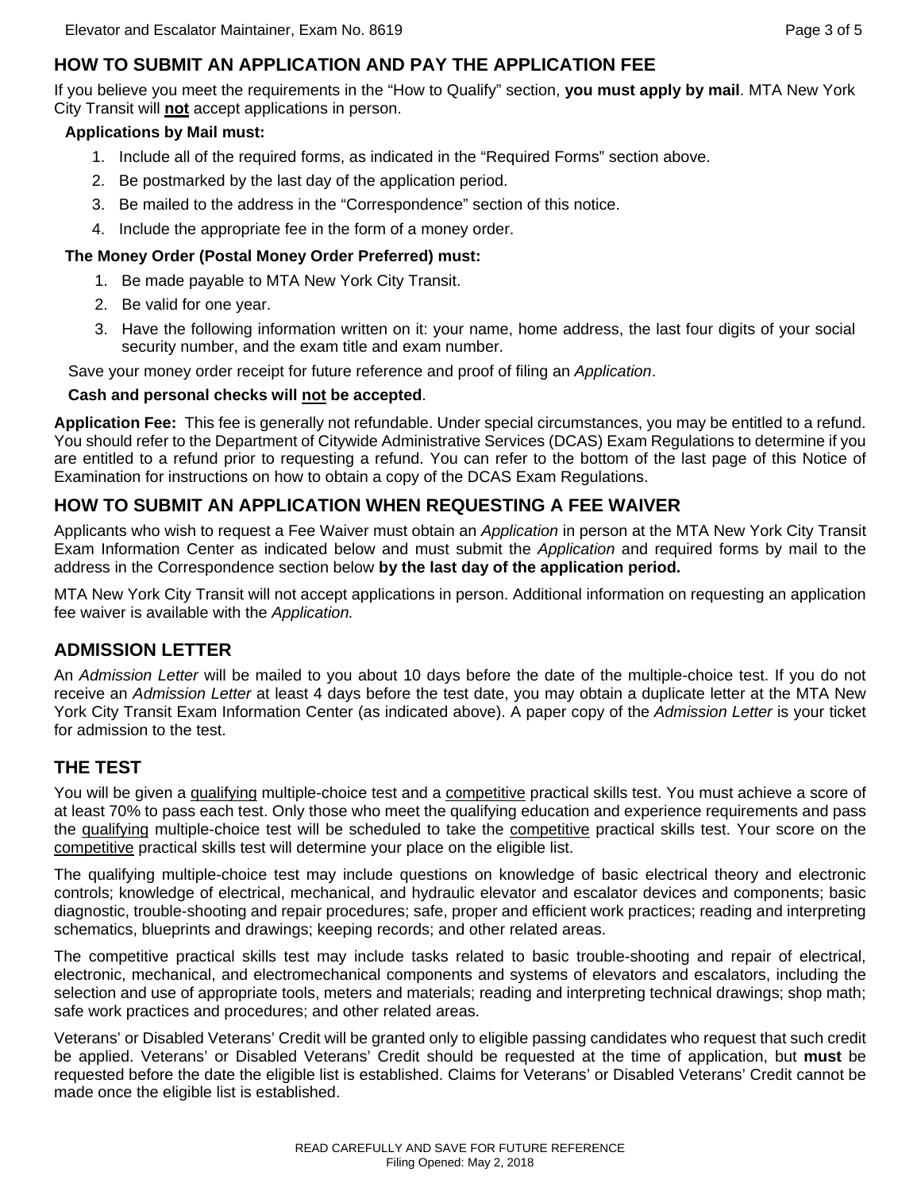## HOW TO SUBMIT AN APPLICATION AND PAY THE APPLICATION FEE

If you believe you meet the requirements in the "How to Qualify" section, **you must apply by mail**. MTA New York City Transit will **not** accept applications in person.

**Applications by Mail must:**

1. Include all of the required forms, as indicated in the "Required Forms" section above.
2. Be postmarked by the last day of the application period.
3. Be mailed to the address in the "Correspondence" section of this notice.
4. Include the appropriate fee in the form of a money order.

**The Money Order (Postal Money Order Preferred) must:**

1. Be made payable to MTA New York City Transit.
2. Be valid for one year.
3. Have the following information written on it: your name, home address, the last four digits of your social security number, and the exam title and exam number.

Save your money order receipt for future reference and proof of filing an *Application*.

**Cash and personal checks will not be accepted**.

**Application Fee:** This fee is generally not refundable. Under special circumstances, you may be entitled to a refund. You should refer to the Department of Citywide Administrative Services (DCAS) Exam Regulations to determine if you are entitled to a refund prior to requesting a refund. You can refer to the bottom of the last page of this Notice of Examination for instructions on how to obtain a copy of the DCAS Exam Regulations.

## HOW TO SUBMIT AN APPLICATION WHEN REQUESTING A FEE WAIVER

Applicants who wish to request a Fee Waiver must obtain an *Application* in person at the MTA New York City Transit Exam Information Center as indicated below and must submit the *Application* and required forms by mail to the address in the Correspondence section below **by the last day of the application period.**

MTA New York City Transit will not accept applications in person. Additional information on requesting an application fee waiver is available with the *Application.*

## ADMISSION LETTER

An *Admission Letter* will be mailed to you about 10 days before the date of the multiple-choice test. If you do not receive an *Admission Letter* at least 4 days before the test date, you may obtain a duplicate letter at the MTA New York City Transit Exam Information Center (as indicated above). A paper copy of the *Admission Letter* is your ticket for admission to the test.

## THE TEST

You will be given a qualifying multiple-choice test and a competitive practical skills test. You must achieve a score of at least 70% to pass each test. Only those who meet the qualifying education and experience requirements and pass the qualifying multiple-choice test will be scheduled to take the competitive practical skills test. Your score on the competitive practical skills test will determine your place on the eligible list.

The qualifying multiple-choice test may include questions on knowledge of basic electrical theory and electronic controls; knowledge of electrical, mechanical, and hydraulic elevator and escalator devices and components; basic diagnostic, trouble-shooting and repair procedures; safe, proper and efficient work practices; reading and interpreting schematics, blueprints and drawings; keeping records; and other related areas.

The competitive practical skills test may include tasks related to basic trouble-shooting and repair of electrical, electronic, mechanical, and electromechanical components and systems of elevators and escalators, including the selection and use of appropriate tools, meters and materials; reading and interpreting technical drawings; shop math; safe work practices and procedures; and other related areas.

Veterans' or Disabled Veterans' Credit will be granted only to eligible passing candidates who request that such credit be applied. Veterans' or Disabled Veterans' Credit should be requested at the time of application, but **must** be requested before the date the eligible list is established. Claims for Veterans' or Disabled Veterans' Credit cannot be made once the eligible list is established.

READ CAREFULLY AND SAVE FOR FUTURE REFERENCE
Filing Opened: May 2, 2018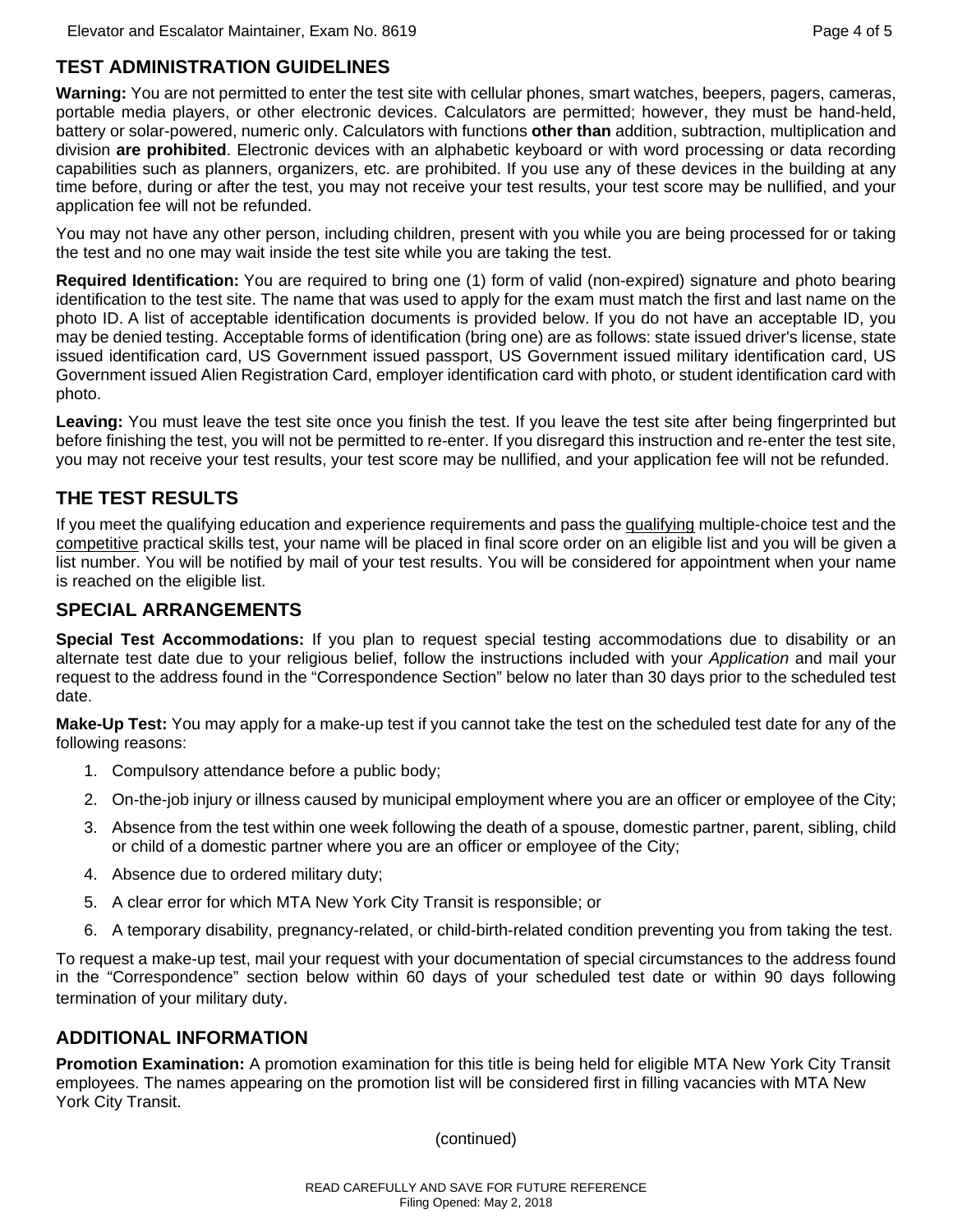## TEST ADMINISTRATION GUIDELINES

**Warning:** You are not permitted to enter the test site with cellular phones, smart watches, beepers, pagers, cameras, portable media players, or other electronic devices. Calculators are permitted; however, they must be hand-held, battery or solar-powered, numeric only. Calculators with functions **other than** addition, subtraction, multiplication and division **are prohibited**. Electronic devices with an alphabetic keyboard or with word processing or data recording capabilities such as planners, organizers, etc. are prohibited. If you use any of these devices in the building at any time before, during or after the test, you may not receive your test results, your test score may be nullified, and your application fee will not be refunded.

You may not have any other person, including children, present with you while you are being processed for or taking the test and no one may wait inside the test site while you are taking the test.

**Required Identification:** You are required to bring one (1) form of valid (non-expired) signature and photo bearing identification to the test site. The name that was used to apply for the exam must match the first and last name on the photo ID. A list of acceptable identification documents is provided below. If you do not have an acceptable ID, you may be denied testing. Acceptable forms of identification (bring one) are as follows: state issued driver's license, state issued identification card, US Government issued passport, US Government issued military identification card, US Government issued Alien Registration Card, employer identification card with photo, or student identification card with photo.

**Leaving:** You must leave the test site once you finish the test. If you leave the test site after being fingerprinted but before finishing the test, you will not be permitted to re-enter. If you disregard this instruction and re-enter the test site, you may not receive your test results, your test score may be nullified, and your application fee will not be refunded.

## THE TEST RESULTS

If you meet the qualifying education and experience requirements and pass the qualifying multiple-choice test and the competitive practical skills test, your name will be placed in final score order on an eligible list and you will be given a list number. You will be notified by mail of your test results. You will be considered for appointment when your name is reached on the eligible list.

## SPECIAL ARRANGEMENTS

**Special Test Accommodations:** If you plan to request special testing accommodations due to disability or an alternate test date due to your religious belief, follow the instructions included with your *Application* and mail your request to the address found in the "Correspondence Section" below no later than 30 days prior to the scheduled test date.

**Make-Up Test:** You may apply for a make-up test if you cannot take the test on the scheduled test date for any of the following reasons:

1. Compulsory attendance before a public body;
2. On-the-job injury or illness caused by municipal employment where you are an officer or employee of the City;
3. Absence from the test within one week following the death of a spouse, domestic partner, parent, sibling, child or child of a domestic partner where you are an officer or employee of the City;
4. Absence due to ordered military duty;
5. A clear error for which MTA New York City Transit is responsible; or
6. A temporary disability, pregnancy-related, or child-birth-related condition preventing you from taking the test.

To request a make-up test, mail your request with your documentation of special circumstances to the address found in the "Correspondence" section below within 60 days of your scheduled test date or within 90 days following termination of your military duty.

## ADDITIONAL INFORMATION

**Promotion Examination:** A promotion examination for this title is being held for eligible MTA New York City Transit employees. The names appearing on the promotion list will be considered first in filling vacancies with MTA New York City Transit.

(continued)

READ CAREFULLY AND SAVE FOR FUTURE REFERENCE
Filing Opened: May 2, 2018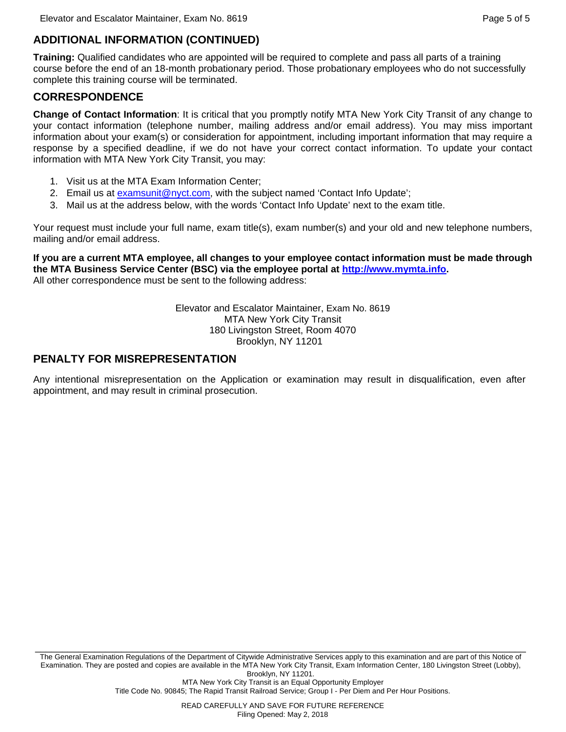## ADDITIONAL INFORMATION (CONTINUED)

**Training:** Qualified candidates who are appointed will be required to complete and pass all parts of a training course before the end of an 18-month probationary period. Those probationary employees who do not successfully complete this training course will be terminated.

## CORRESPONDENCE

**Change of Contact Information**: It is critical that you promptly notify MTA New York City Transit of any change to your contact information (telephone number, mailing address and/or email address). You may miss important information about your exam(s) or consideration for appointment, including important information that may require a response by a specified deadline, if we do not have your correct contact information. To update your contact information with MTA New York City Transit, you may:

1. Visit us at the MTA Exam Information Center;
2. Email us at examsunit@nyct.com, with the subject named 'Contact Info Update';
3. Mail us at the address below, with the words 'Contact Info Update' next to the exam title.

Your request must include your full name, exam title(s), exam number(s) and your old and new telephone numbers, mailing and/or email address.

**If you are a current MTA employee, all changes to your employee contact information must be made through the MTA Business Service Center (BSC) via the employee portal at http://www.mymta.info.**
All other correspondence must be sent to the following address:

Elevator and Escalator Maintainer, Exam No. 8619
MTA New York City Transit
180 Livingston Street, Room 4070
Brooklyn, NY 11201

## PENALTY FOR MISREPRESENTATION

Any intentional misrepresentation on the Application or examination may result in disqualification, even after appointment, and may result in criminal prosecution.

The General Examination Regulations of the Department of Citywide Administrative Services apply to this examination and are part of this Notice of Examination. They are posted and copies are available in the MTA New York City Transit, Exam Information Center, 180 Livingston Street (Lobby), Brooklyn, NY 11201.
MTA New York City Transit is an Equal Opportunity Employer
Title Code No. 90845; The Rapid Transit Railroad Service; Group I - Per Diem and Per Hour Positions.

READ CAREFULLY AND SAVE FOR FUTURE REFERENCE
Filing Opened: May 2, 2018